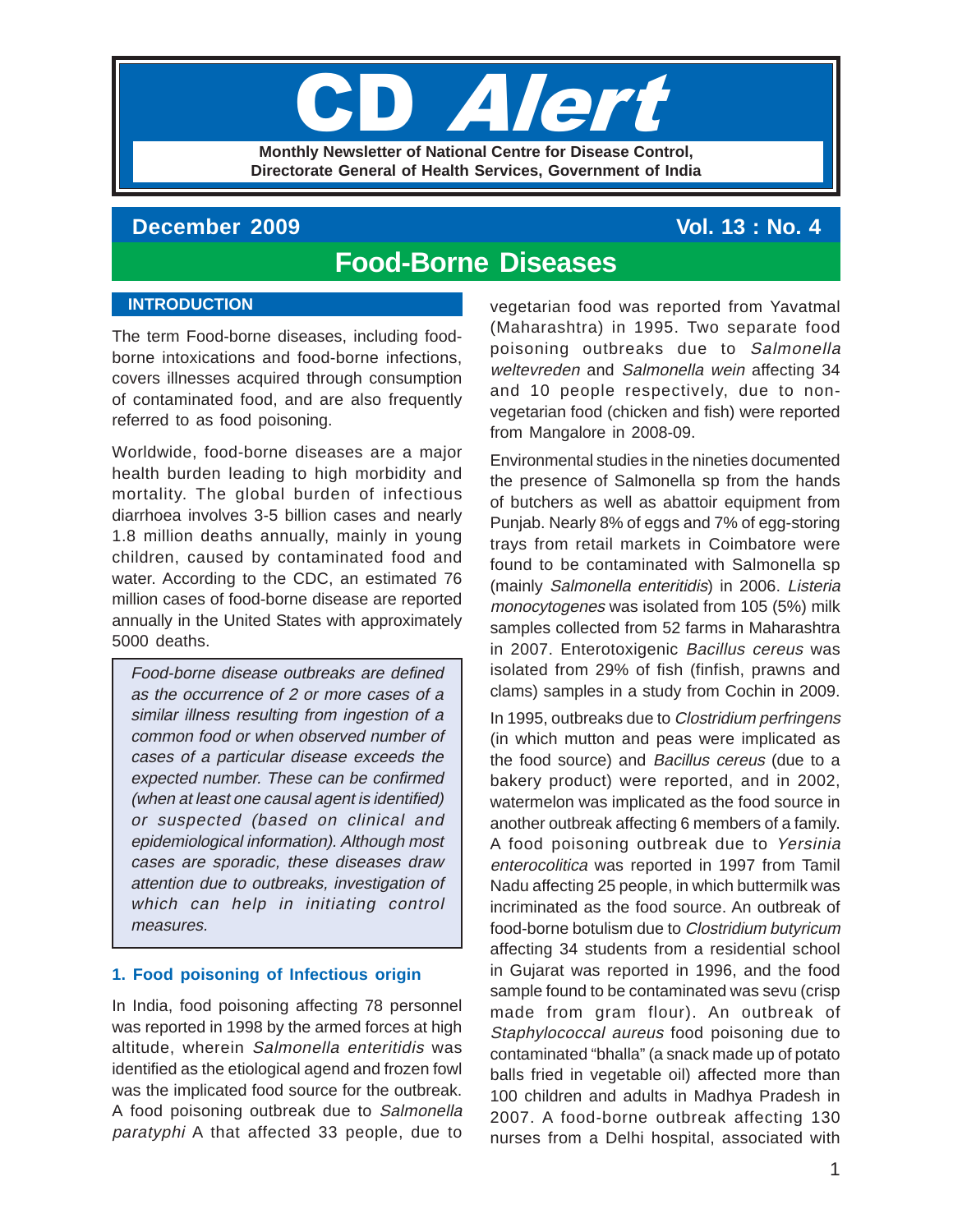# CD *Alert*

**Monthly Newsletter of National Centre for Disease Control, Directorate General of Health Services, Government of India**

**December 2009** **Vol. 13 : No. 4**

## Food-Borne Diseases

### INTRODUCTION

The term Food-borne diseases, including food-borne intoxications and food-borne infections, covers illnesses acquired through consumption of contaminated food, and are also frequently referred to as food poisoning.

Worldwide, food-borne diseases are a major health burden leading to high morbidity and mortality. The global burden of infectious diarrhoea involves 3-5 billion cases and nearly 1.8 million deaths annually, mainly in young children, caused by contaminated food and water. According to the CDC, an estimated 76 million cases of food-borne disease are reported annually in the United States with approximately 5000 deaths.

*Food-borne disease outbreaks are defined as the occurrence of 2 or more cases of a similar illness resulting from ingestion of a common food or when observed number of cases of a particular disease exceeds the expected number. These can be confirmed (when at least one causal agent is identified) or suspected (based on clinical and epidemiological information). Although most cases are sporadic, these diseases draw attention due to outbreaks, investigation of which can help in initiating control measures.*

### 1. Food poisoning of Infectious origin

In India, food poisoning affecting 78 personnel was reported in 1998 by the armed forces at high altitude, wherein *Salmonella enteritidis* was identified as the etiological agend and frozen fowl was the implicated food source for the outbreak. A food poisoning outbreak due to *Salmonella paratyphi* A that affected 33 people, due to vegetarian food was reported from Yavatmal (Maharashtra) in 1995. Two separate food poisoning outbreaks due to *Salmonella weltevreden* and *Salmonella wein* affecting 34 and 10 people respectively, due to non-vegetarian food (chicken and fish) were reported from Mangalore in 2008-09.

Environmental studies in the nineties documented the presence of Salmonella sp from the hands of butchers as well as abattoir equipment from Punjab. Nearly 8% of eggs and 7% of egg-storing trays from retail markets in Coimbatore were found to be contaminated with Salmonella sp (mainly *Salmonella enteritidis*) in 2006. *Listeria monocytogenes* was isolated from 105 (5%) milk samples collected from 52 farms in Maharashtra in 2007. Enterotoxigenic *Bacillus cereus* was isolated from 29% of fish (finfish, prawns and clams) samples in a study from Cochin in 2009.

In 1995, outbreaks due to *Clostridium perfringens* (in which mutton and peas were implicated as the food source) and *Bacillus cereus* (due to a bakery product) were reported, and in 2002, watermelon was implicated as the food source in another outbreak affecting 6 members of a family. A food poisoning outbreak due to *Yersinia enterocolitica* was reported in 1997 from Tamil Nadu affecting 25 people, in which buttermilk was incriminated as the food source. An outbreak of food-borne botulism due to *Clostridium butyricum* affecting 34 students from a residential school in Gujarat was reported in 1996, and the food sample found to be contaminated was sevu (crisp made from gram flour). An outbreak of *Staphylococcal aureus* food poisoning due to contaminated "bhalla" (a snack made up of potato balls fried in vegetable oil) affected more than 100 children and adults in Madhya Pradesh in 2007. A food-borne outbreak affecting 130 nurses from a Delhi hospital, associated with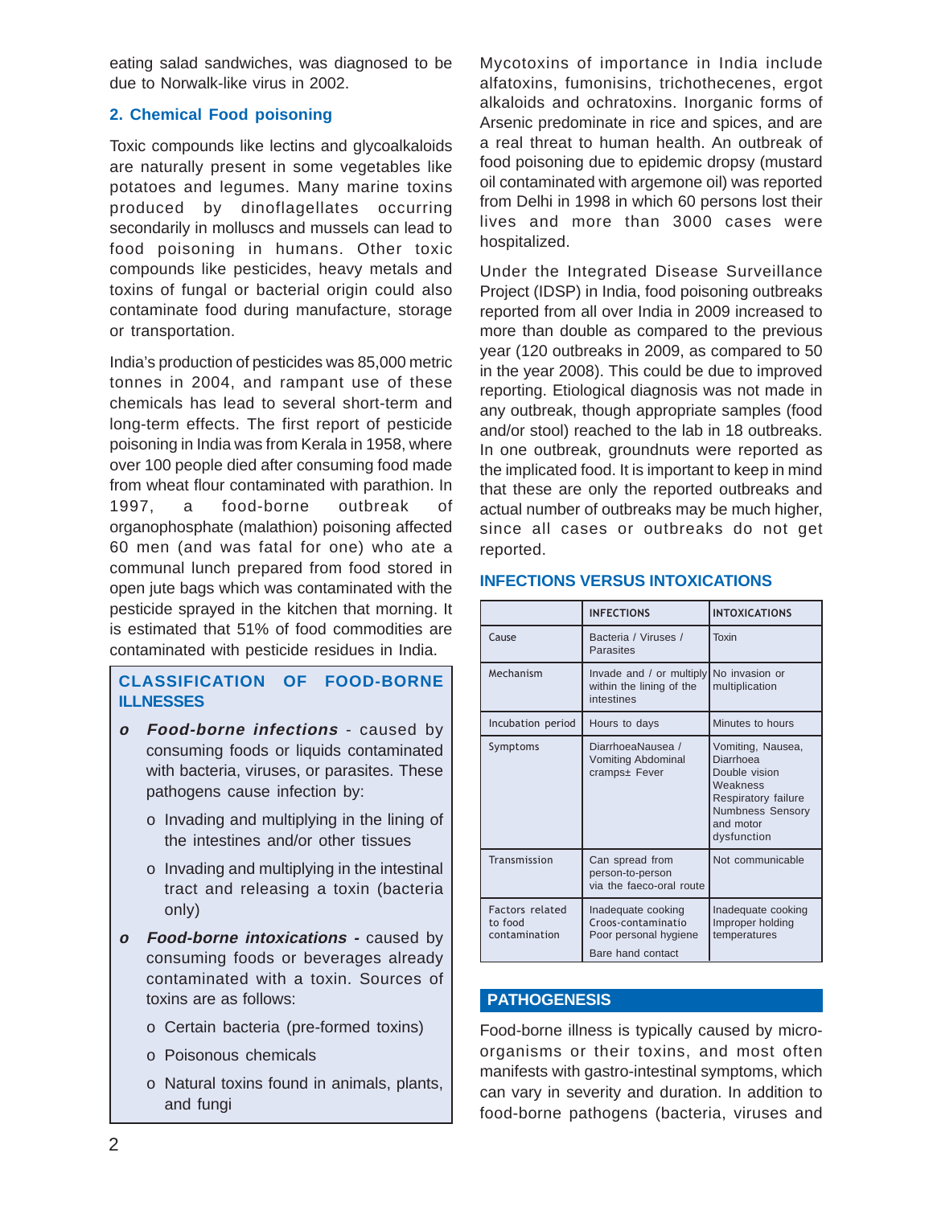eating salad sandwiches, was diagnosed to be due to Norwalk-like virus in 2002.

### 2. Chemical Food poisoning

Toxic compounds like lectins and glycoalkaloids are naturally present in some vegetables like potatoes and legumes. Many marine toxins produced by dinoflagellates occurring secondarily in molluscs and mussels can lead to food poisoning in humans. Other toxic compounds like pesticides, heavy metals and toxins of fungal or bacterial origin could also contaminate food during manufacture, storage or transportation.

India's production of pesticides was 85,000 metric tonnes in 2004, and rampant use of these chemicals has lead to several short-term and long-term effects. The first report of pesticide poisoning in India was from Kerala in 1958, where over 100 people died after consuming food made from wheat flour contaminated with parathion. In 1997, a food-borne outbreak of organophosphate (malathion) poisoning affected 60 men (and was fatal for one) who ate a communal lunch prepared from food stored in open jute bags which was contaminated with the pesticide sprayed in the kitchen that morning. It is estimated that 51% of food commodities are contaminated with pesticide residues in India.

### CLASSIFICATION OF FOOD-BORNE ILLNESSES

- ***Food-borne infections*** - caused by consuming foods or liquids contaminated with bacteria, viruses, or parasites. These pathogens cause infection by:
  - Invading and multiplying in the lining of the intestines and/or other tissues
  - Invading and multiplying in the intestinal tract and releasing a toxin (bacteria only)
- ***Food-borne intoxications -*** caused by consuming foods or beverages already contaminated with a toxin. Sources of toxins are as follows:
  - Certain bacteria (pre-formed toxins)
  - Poisonous chemicals
  - Natural toxins found in animals, plants, and fungi

Mycotoxins of importance in India include alfatoxins, fumonisins, trichothecenes, ergot alkaloids and ochratoxins. Inorganic forms of Arsenic predominate in rice and spices, and are a real threat to human health. An outbreak of food poisoning due to epidemic dropsy (mustard oil contaminated with argemone oil) was reported from Delhi in 1998 in which 60 persons lost their lives and more than 3000 cases were hospitalized.

Under the Integrated Disease Surveillance Project (IDSP) in India, food poisoning outbreaks reported from all over India in 2009 increased to more than double as compared to the previous year (120 outbreaks in 2009, as compared to 50 in the year 2008). This could be due to improved reporting. Etiological diagnosis was not made in any outbreak, though appropriate samples (food and/or stool) reached to the lab in 18 outbreaks. In one outbreak, groundnuts were reported as the implicated food. It is important to keep in mind that these are only the reported outbreaks and actual number of outbreaks may be much higher, since all cases or outbreaks do not get reported.

### INFECTIONS VERSUS INTOXICATIONS

| | INFECTIONS | INTOXICATIONS |
|---|---|---|
| Cause | Bacteria / Viruses / Parasites | Toxin |
| Mechanism | Invade and / or multiply within the lining of the intestines | No invasion or multiplication |
| Incubation period | Hours to days | Minutes to hours |
| Symptoms | DiarrhoeaNausea / Vomiting Abdominal cramps± Fever | Vomiting, Nausea, Diarrhoea Double vision Weakness Respiratory failure Numbness Sensory and motor dysfunction |
| Transmission | Can spread from person-to-person via the faeco-oral route | Not communicable |
| Factors related to food contamination | Inadequate cooking Croos-contaminatio Poor personal hygiene Bare hand contact | Inadequate cooking Improper holding temperatures |

## PATHOGENESIS

Food-borne illness is typically caused by micro-organisms or their toxins, and most often manifests with gastro-intestinal symptoms, which can vary in severity and duration. In addition to food-borne pathogens (bacteria, viruses and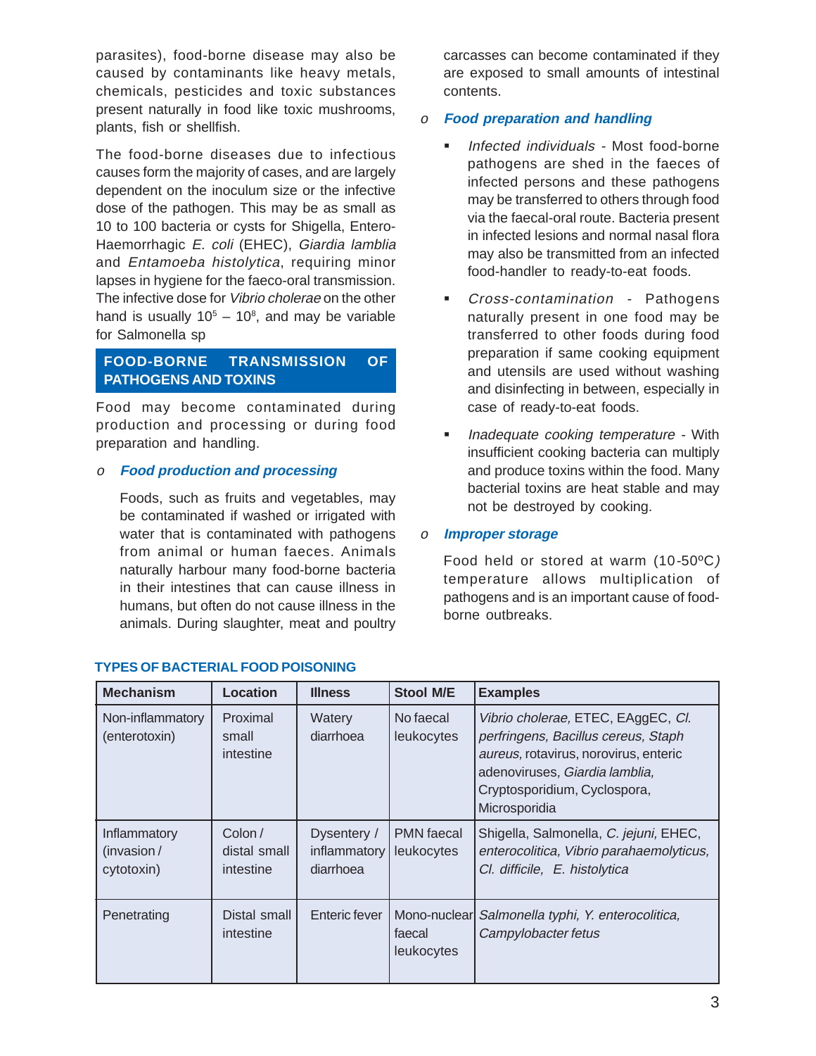parasites), food-borne disease may also be caused by contaminants like heavy metals, chemicals, pesticides and toxic substances present naturally in food like toxic mushrooms, plants, fish or shellfish.

The food-borne diseases due to infectious causes form the majority of cases, and are largely dependent on the inoculum size or the infective dose of the pathogen. This may be as small as 10 to 100 bacteria or cysts for Shigella, Entero-Haemorrhagic *E. coli* (EHEC), *Giardia lamblia* and *Entamoeba histolytica*, requiring minor lapses in hygiene for the faeco-oral transmission. The infective dose for *Vibrio cholerae* on the other hand is usually $10^5$ – $10^8$, and may be variable for Salmonella sp

## FOOD-BORNE TRANSMISSION OF PATHOGENS AND TOXINS

Food may become contaminated during production and processing or during food preparation and handling.

- ***Food production and processing***

  Foods, such as fruits and vegetables, may be contaminated if washed or irrigated with water that is contaminated with pathogens from animal or human faeces. Animals naturally harbour many food-borne bacteria in their intestines that can cause illness in humans, but often do not cause illness in the animals. During slaughter, meat and poultry carcasses can become contaminated if they are exposed to small amounts of intestinal contents.

- ***Food preparation and handling***

  - *Infected individuals* - Most food-borne pathogens are shed in the faeces of infected persons and these pathogens may be transferred to others through food via the faecal-oral route. Bacteria present in infected lesions and normal nasal flora may also be transmitted from an infected food-handler to ready-to-eat foods.
  - *Cross-contamination* - Pathogens naturally present in one food may be transferred to other foods during food preparation if same cooking equipment and utensils are used without washing and disinfecting in between, especially in case of ready-to-eat foods.
  - *Inadequate cooking temperature* - With insufficient cooking bacteria can multiply and produce toxins within the food. Many bacterial toxins are heat stable and may not be destroyed by cooking.

- ***Improper storage***

  Food held or stored at warm (10-50ºC) temperature allows multiplication of pathogens and is an important cause of food-borne outbreaks.

### TYPES OF BACTERIAL FOOD POISONING

| Mechanism | Location | Illness | Stool M/E | Examples |
|---|---|---|---|---|
| Non-inflammatory (enterotoxin) | Proximal small intestine | Watery diarrhoea | No faecal leukocytes | *Vibrio cholerae,* ETEC, EAggEC, *Cl. perfringens, Bacillus cereus, Staph aureus,* rotavirus, norovirus, enteric adenoviruses, *Giardia lamblia,* Cryptosporidium, Cyclospora, Microsporidia |
| Inflammatory (invasion / cytotoxin) | Colon / distal small intestine | Dysentery / inflammatory diarrhoea | PMN faecal leukocytes | Shigella, Salmonella, *C. jejuni,* EHEC, *enterocolitica, Vibrio parahaemolyticus, Cl. difficile, E. histolytica* |
| Penetrating | Distal small intestine | Enteric fever | Mono-nuclear faecal leukocytes | *Salmonella typhi, Y. enterocolitica, Campylobacter fetus* |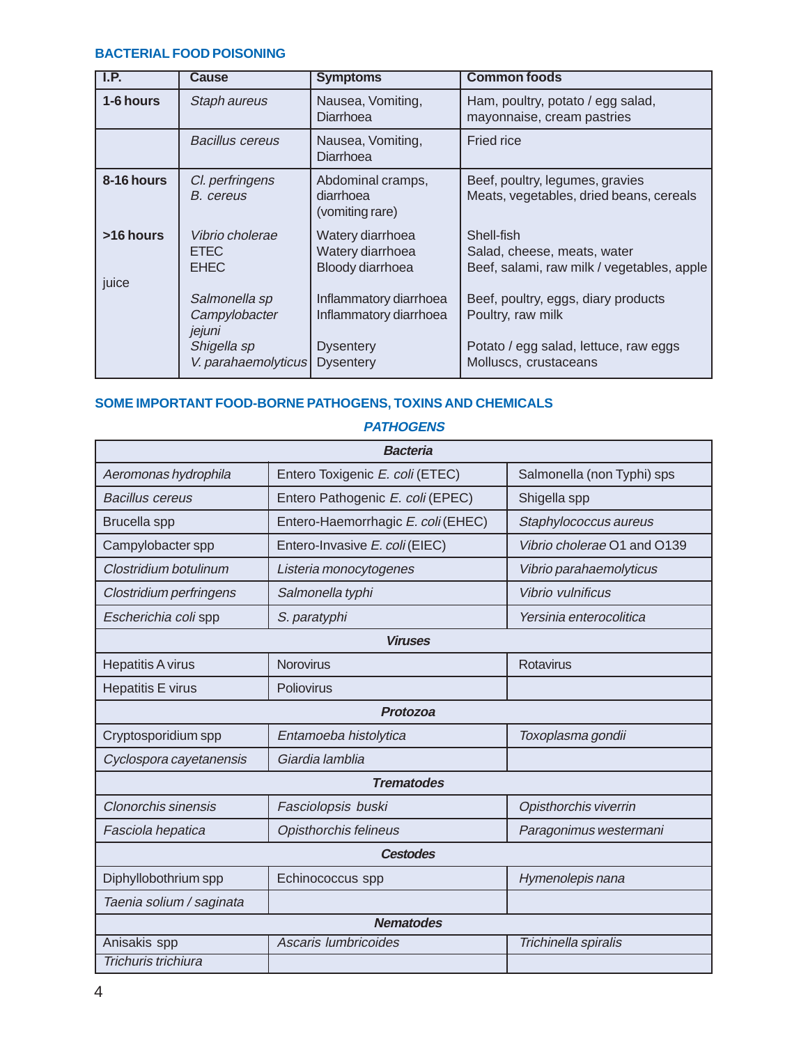## BACTERIAL FOOD POISONING

| I.P. | Cause | Symptoms | Common foods |
|---|---|---|---|
| 1-6 hours | *Staph aureus* | Nausea, Vomiting, Diarrhoea | Ham, poultry, potato / egg salad, mayonnaise, cream pastries |
| | *Bacillus cereus* | Nausea, Vomiting, Diarrhoea | Fried rice |
| 8-16 hours | *Cl. perfringens*<br>*B. cereus* | Abdominal cramps, diarrhoea (vomiting rare) | Beef, poultry, legumes, gravies<br>Meats, vegetables, dried beans, cereals |
| >16 hours | *Vibrio cholerae*<br>ETEC<br>EHEC | Watery diarrhoea<br>Watery diarrhoea<br>Bloody diarrhoea | Shell-fish<br>Salad, cheese, meats, water<br>Beef, salami, raw milk / vegetables, apple juice |
| | *Salmonella sp*<br>*Campylobacter jejuni*<br>*Shigella sp*<br>*V. parahaemolyticus* | Inflammatory diarrhoea<br>Inflammatory diarrhoea<br>Dysentery<br>Dysentery | Beef, poultry, eggs, diary products<br>Poultry, raw milk<br>Potato / egg salad, lettuce, raw eggs<br>Molluscs, crustaceans |

## SOME IMPORTANT FOOD-BORNE PATHOGENS, TOXINS AND CHEMICALS

### *PATHOGENS*

| ***Bacteria*** | | |
|---|---|---|
| *Aeromonas hydrophila* | Entero Toxigenic *E. coli* (ETEC) | Salmonella (non Typhi) sps |
| *Bacillus cereus* | Entero Pathogenic *E. coli* (EPEC) | Shigella spp |
| Brucella spp | Entero-Haemorrhagic *E. coli* (EHEC) | *Staphylococcus aureus* |
| Campylobacter spp | Entero-Invasive *E. coli* (EIEC) | *Vibrio cholerae* O1 and O139 |
| *Clostridium botulinum* | *Listeria monocytogenes* | *Vibrio parahaemolyticus* |
| *Clostridium perfringens* | *Salmonella typhi* | *Vibrio vulnificus* |
| *Escherichia coli* spp | *S. paratyphi* | *Yersinia enterocolitica* |
| ***Viruses*** | | |
| Hepatitis A virus | Norovirus | Rotavirus |
| Hepatitis E virus | Poliovirus | |
| ***Protozoa*** | | |
| Cryptosporidium spp | *Entamoeba histolytica* | *Toxoplasma gondii* |
| *Cyclospora cayetanensis* | *Giardia lamblia* | |
| ***Trematodes*** | | |
| *Clonorchis sinensis* | *Fasciolopsis buski* | *Opisthorchis viverrin* |
| *Fasciola hepatica* | *Opisthorchis felineus* | *Paragonimus westermani* |
| ***Cestodes*** | | |
| Diphyllobothrium spp | Echinococcus spp | *Hymenolepis nana* |
| *Taenia solium / saginata* | | |
| ***Nematodes*** | | |
| Anisakis spp | *Ascaris lumbricoides* | *Trichinella spiralis* |
| *Trichuris trichiura* | | |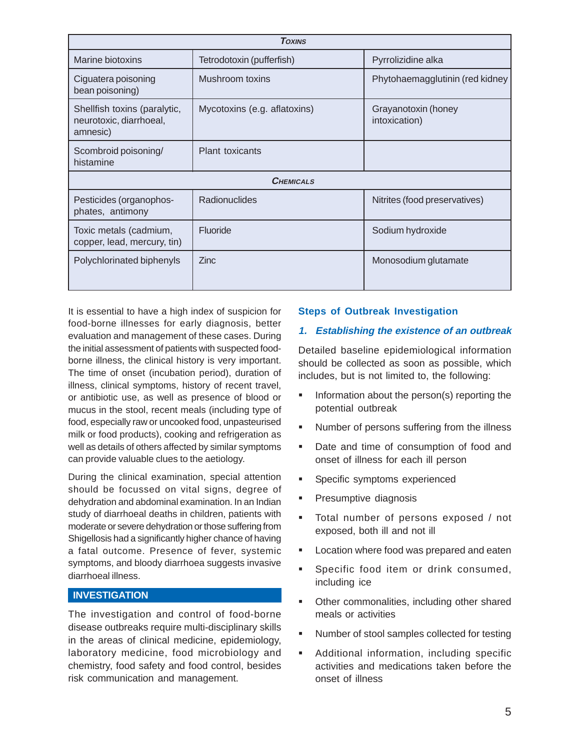| Toxins | | |
|---|---|---|
| Marine biotoxins | Tetrodotoxin (pufferfish) | Pyrrolizidine alka |
| Ciguatera poisoning bean poisoning) | Mushroom toxins | Phytohaemagglutinin (red kidney |
| Shellfish toxins (paralytic, neurotoxic, diarrhoeal, amnesic) | Mycotoxins (e.g. aflatoxins) | Grayanotoxin (honey intoxication) |
| Scombroid poisoning/ histamine | Plant toxicants | |
| **Chemicals** | | |
| Pesticides (organophos-phates, antimony | Radionuclides | Nitrites (food preservatives) |
| Toxic metals (cadmium, copper, lead, mercury, tin) | Fluoride | Sodium hydroxide |
| Polychlorinated biphenyls | Zinc | Monosodium glutamate |

It is essential to have a high index of suspicion for food-borne illnesses for early diagnosis, better evaluation and management of these cases. During the initial assessment of patients with suspected food-borne illness, the clinical history is very important. The time of onset (incubation period), duration of illness, clinical symptoms, history of recent travel, or antibiotic use, as well as presence of blood or mucus in the stool, recent meals (including type of food, especially raw or uncooked food, unpasteurised milk or food products), cooking and refrigeration as well as details of others affected by similar symptoms can provide valuable clues to the aetiology.

During the clinical examination, special attention should be focussed on vital signs, degree of dehydration and abdominal examination. In an Indian study of diarrhoeal deaths in children, patients with moderate or severe dehydration or those suffering from Shigellosis had a significantly higher chance of having a fatal outcome. Presence of fever, systemic symptoms, and bloody diarrhoea suggests invasive diarrhoeal illness.

## INVESTIGATION

The investigation and control of food-borne disease outbreaks require multi-disciplinary skills in the areas of clinical medicine, epidemiology, laboratory medicine, food microbiology and chemistry, food safety and food control, besides risk communication and management.

### Steps of Outbreak Investigation

#### *1. Establishing the existence of an outbreak*

Detailed baseline epidemiological information should be collected as soon as possible, which includes, but is not limited to, the following:

- Information about the person(s) reporting the potential outbreak
- Number of persons suffering from the illness
- Date and time of consumption of food and onset of illness for each ill person
- Specific symptoms experienced
- Presumptive diagnosis
- Total number of persons exposed / not exposed, both ill and not ill
- Location where food was prepared and eaten
- Specific food item or drink consumed, including ice
- Other commonalities, including other shared meals or activities
- Number of stool samples collected for testing
- Additional information, including specific activities and medications taken before the onset of illness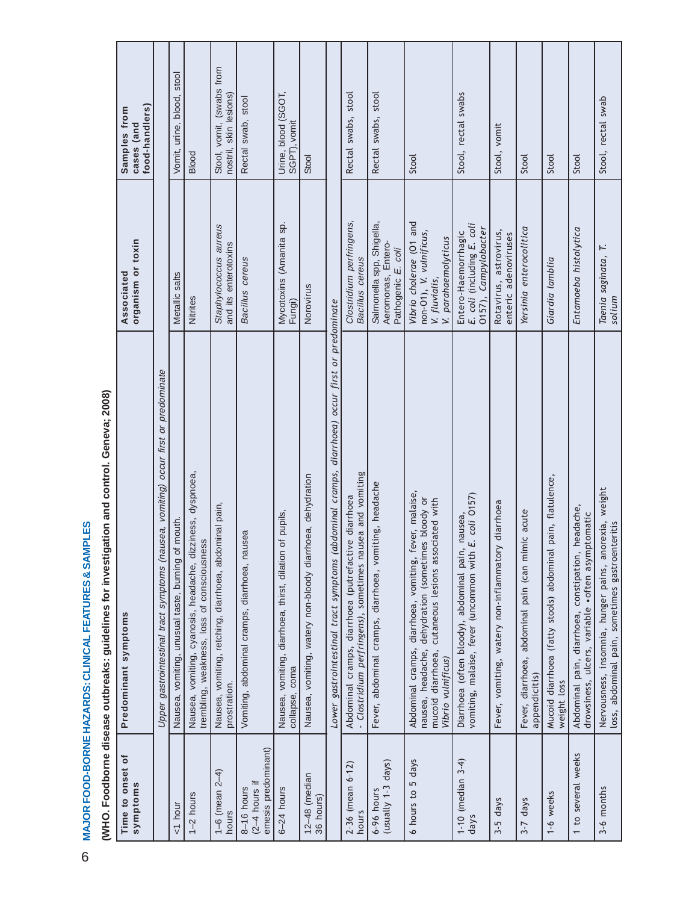## MAJOR FOOD-BORNE HAZARDS: CLINICAL FEATURES & SAMPLES

**(WHO. Foodborne disease outbreaks: guidelines for investigation and control. Geneva; 2008)**

| Time to onset of symptoms | Predominant symptoms | Associated organism or toxin | Samples from cases (and food-handlers) |
|---|---|---|---|
| | *Upper gastrointestinal tract symptoms (nausea, vomiting) occur first or predominate* | | |
| <1 hour | Nausea, vomiting, unusual taste, burning of mouth. | Metallic salts | Vomit, urine, blood, stool |
| 1–2 hours | Nausea, vomiting, cyanosis, headache, dizziness, dyspnoea, trembling, weakness, loss of consciousness | Nitrites | Blood |
| 1–6 (mean 2–4) hours | Nausea, vomiting, retching, diarrhoea, abdominal pain, prostration. | *Staphylococcus aureus* and its enterotoxins | Stool, vomit, (swabs from nostril, skin lesions) |
| 8–16 hours (2–4 hours if emesis predominant) | Vomiting, abdominal cramps, diarrhoea, nausea | *Bacillus cereus* | Rectal swab, stool |
| 6–24 hours | Nausea, vomiting, diarrhoea, thirst, dilation of pupils, collapse, coma | Mycotoxins (Amanita sp. Fungi) | Urine, blood (SGOT, SGPT), vomit |
| 12–48 (median 36 hours) | Nausea, vomiting, watery non-bloody diarrhoea, dehydration | Norovirus | Stool |
| | *Lower gastrointestinal tract symptoms (abdominal cramps, diarrhoea) occur first or predominate* | | |
| 2-36 (mean 6-12) hours | Abdominal cramps, diarrhoea (putrefactive diarrhoea - *Clostridium perfringens*), sometimes nausea and vomiting | *Clostridium perfringens, Bacillus cereus* | Rectal swabs, stool |
| 6-96 hours (usually 1-3 days) | Fever, abdominal cramps, diarrhoea, vomiting, headache | Salmonella spp, Shigella, Aeromonas, Entero-Pathogenic *E. coli* | Rectal swabs, stool |
| 6 hours to 5 days | Abdominal cramps, diarrhoea, vomiting, fever, malaise, nausea, headache, dehydration (sometimes bloody or mucoid diarrhoea, cutaneous lesions associated with *Vibrio vulnificus*) | *Vibrio cholerae* (O1 and non-O1), *V. vulnificus, V. fluvialis, V. parahaemolyticus* | Stool |
| 1-10 (median 3-4) days | Diarrhoea (often bloody), abdominal pain, nausea, vomiting, malaise, fever (uncommon with *E. coli* O157) | Entero-Haemorrhagic *E. coli* (including *E. coli* O157), *Campylobacter* | Stool, rectal swabs |
| 3-5 days | Fever, vomiting, watery non-inflammatory diarrhoea | Rotavirus, astrovirus, enteric adenoviruses | Stool, vomit |
| 3-7 days | Fever, diarrhoea, abdominal pain (can mimic acute appendicitis) | *Yersinia enterocolitica* | Stool |
| 1-6 weeks | Mucoid diarrhoea (fatty stools) abdominal pain, flatulence, weight loss | *Giardia lamblia* | Stool |
| 1 to several weeks | Abdominal pain, diarrhoea, constipation, headache, drowsiness, ulcers, variable •often asymptomatic | *Entamoeba histolytica* | Stool |
| 3-6 months | Nervousness, insomnia, hunger pains, anorexia, weight loss, abdominal pain, sometimes gastroenteritis | *Taenia saginata, T. solium* | Stool, rectal swab |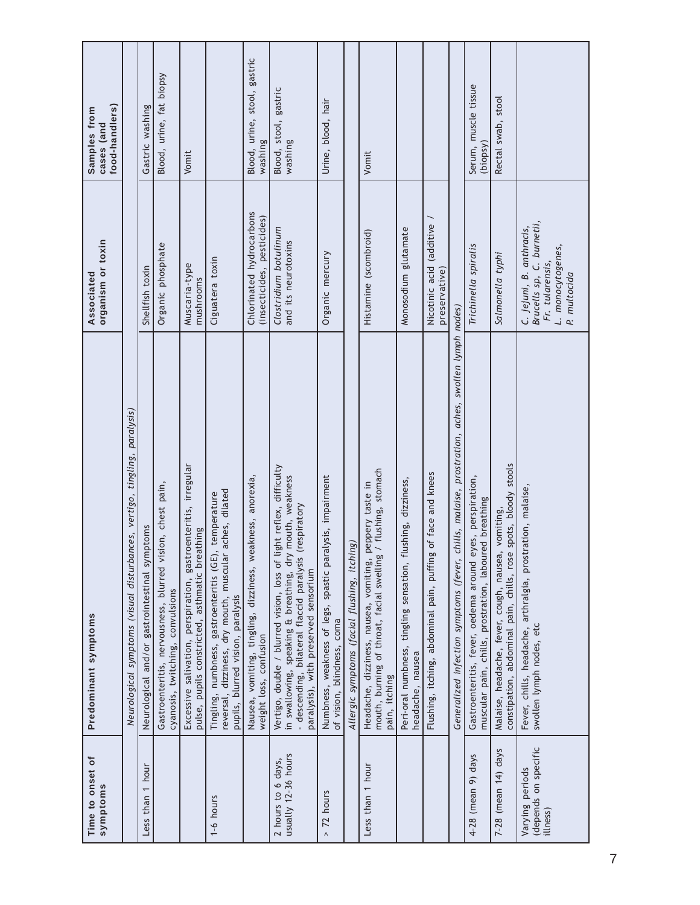| Time to onset of symptoms | Predominant symptoms | Associated organism or toxin | Samples from cases (and food-handlers) |
|---|---|---|---|
| | *Neurological symptoms (visual disturbances, vertigo, tingling, paralysis)* | | |
| Less than 1 hour | Neurological and/or gastrointestinal symptoms | Shellfish toxin | Gastric washing |
| | Gastroenteritis, nervousness, blurred vision, chest pain, cyanosis, twitching, convulsions | Organic phosphate | Blood, urine, fat biopsy |
| | Excessive salivation, perspiration, gastroenteritis, irregular pulse, pupils constricted, asthmatic breathing | Muscaria-type mushrooms | Vomit |
| 1-6 hours | Tingling, numbness, gastroenteritis (GE), temperature reversal, dizziness, dry mouth, muscular aches, dilated pupils, blurred vision, paralysis | Ciguatera toxin | |
| | Nausea, vomiting, tingling, dizziness, weakness, anorexia, weight loss, confusion | Chlorinated hydrocarbons (insecticides, pesticides) | Blood, urine, stool, gastric washing |
| 2 hours to 6 days, usually 12-36 hours | Vertigo, double / blurred vision, loss of light reflex, difficulty in swallowing, speaking & breathing, dry mouth, weakness - descending, bilateral flaccid paralysis (respiratory paralysis), with preserved sensorium | *Clostridium botulinum* and its neurotoxins | Blood, stool, gastric washing |
| > 72 hours | Numbness, weakness of legs, spastic paralysis, impairment of vision, blindness, coma | Organic mercury | Urine, blood, hair |
| | *Allergic symptoms (facial flushing, itching)* | | |
| Less than 1 hour | Headache, dizziness, nausea, vomiting, peppery taste in mouth, burning of throat, facial swelling / flushing, stomach pain, itching | Histamine (scombroid) | Vomit |
| | Peri-oral numbness, tingling sensation, flushing, dizziness, headache, nausea | Monosodium glutamate | |
| | Flushing, itching, abdominal pain, puffing of face and knees | Nicotinic acid (additive / preservative) | |
| | *Generalized infection symptoms (fever, chills, malaise, prostration, aches, swollen lymph nodes)* | | |
| 4-28 (mean 9) days | Gastroenteritis, fever, oedema around eyes, perspiration, muscular pain, chills, prostration, laboured breathing | *Trichinella spiralis* | Serum, muscle tissue (biopsy) |
| 7-28 (mean 14) days | Malaise, headache, fever, cough, nausea, vomiting, constipation, abdominal pain, chills, rose spots, bloody stools | *Salmonella typhi* | Rectal swab, stool |
| Varying periods (depends on specific illness) | Fever, chills, headache, arthralgia, prostration, malaise, swollen lymph nodes, etc | *C. jejuni, B. anthracis, Brucella sp, C. burnetii, Fr. tularensis, L. monocytogenes, P. multocida* | |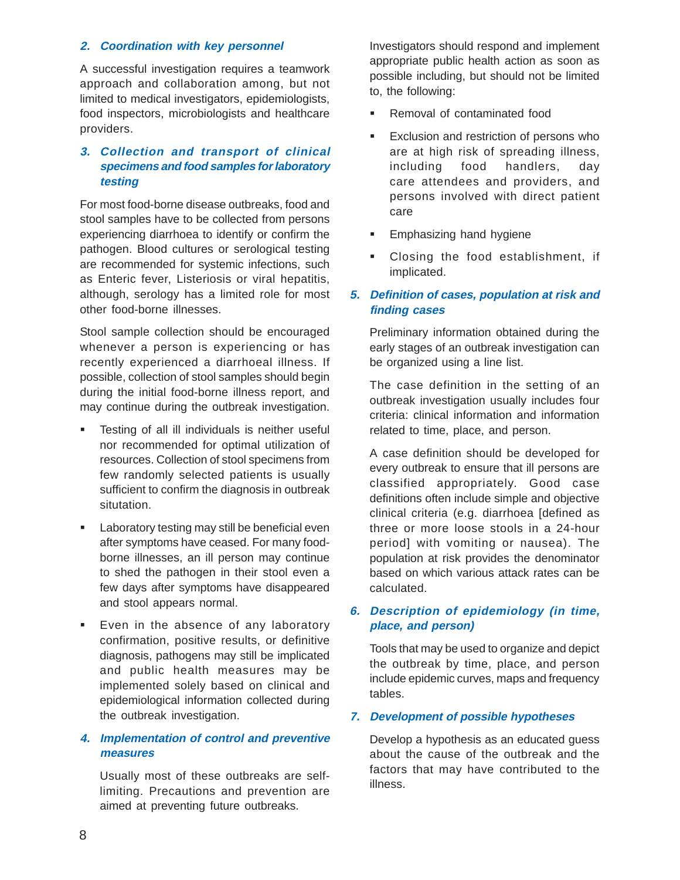### 2. Coordination with key personnel

A successful investigation requires a teamwork approach and collaboration among, but not limited to medical investigators, epidemiologists, food inspectors, microbiologists and healthcare providers.

### 3. Collection and transport of clinical specimens and food samples for laboratory testing

For most food-borne disease outbreaks, food and stool samples have to be collected from persons experiencing diarrhoea to identify or confirm the pathogen. Blood cultures or serological testing are recommended for systemic infections, such as Enteric fever, Listeriosis or viral hepatitis, although, serology has a limited role for most other food-borne illnesses.

Stool sample collection should be encouraged whenever a person is experiencing or has recently experienced a diarrhoeal illness. If possible, collection of stool samples should begin during the initial food-borne illness report, and may continue during the outbreak investigation.

- Testing of all ill individuals is neither useful nor recommended for optimal utilization of resources. Collection of stool specimens from few randomly selected patients is usually sufficient to confirm the diagnosis in outbreak situtation.
- Laboratory testing may still be beneficial even after symptoms have ceased. For many food-borne illnesses, an ill person may continue to shed the pathogen in their stool even a few days after symptoms have disappeared and stool appears normal.
- Even in the absence of any laboratory confirmation, positive results, or definitive diagnosis, pathogens may still be implicated and public health measures may be implemented solely based on clinical and epidemiological information collected during the outbreak investigation.

### 4. Implementation of control and preventive measures

Usually most of these outbreaks are self-limiting. Precautions and prevention are aimed at preventing future outbreaks.

Investigators should respond and implement appropriate public health action as soon as possible including, but should not be limited to, the following:

- Removal of contaminated food
- Exclusion and restriction of persons who are at high risk of spreading illness, including food handlers, day care attendees and providers, and persons involved with direct patient care
- Emphasizing hand hygiene
- Closing the food establishment, if implicated.

### 5. Definition of cases, population at risk and finding cases

Preliminary information obtained during the early stages of an outbreak investigation can be organized using a line list.

The case definition in the setting of an outbreak investigation usually includes four criteria: clinical information and information related to time, place, and person.

A case definition should be developed for every outbreak to ensure that ill persons are classified appropriately. Good case definitions often include simple and objective clinical criteria (e.g. diarrhoea [defined as three or more loose stools in a 24-hour period] with vomiting or nausea). The population at risk provides the denominator based on which various attack rates can be calculated.

### 6. Description of epidemiology (in time, place, and person)

Tools that may be used to organize and depict the outbreak by time, place, and person include epidemic curves, maps and frequency tables.

### 7. Development of possible hypotheses

Develop a hypothesis as an educated guess about the cause of the outbreak and the factors that may have contributed to the illness.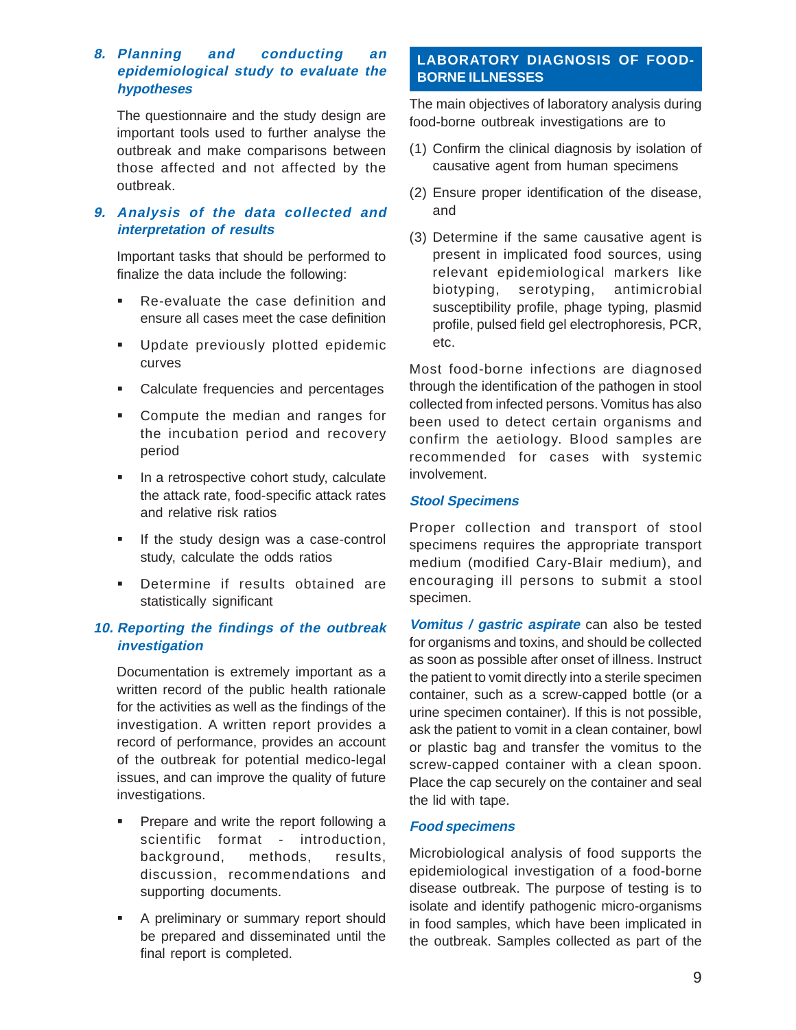### 8. *Planning and conducting an epidemiological study to evaluate the hypotheses*

The questionnaire and the study design are important tools used to further analyse the outbreak and make comparisons between those affected and not affected by the outbreak.

### 9. *Analysis of the data collected and interpretation of results*

Important tasks that should be performed to finalize the data include the following:

- Re-evaluate the case definition and ensure all cases meet the case definition
- Update previously plotted epidemic curves
- Calculate frequencies and percentages
- Compute the median and ranges for the incubation period and recovery period
- In a retrospective cohort study, calculate the attack rate, food-specific attack rates and relative risk ratios
- If the study design was a case-control study, calculate the odds ratios
- Determine if results obtained are statistically significant

### 10. *Reporting the findings of the outbreak investigation*

Documentation is extremely important as a written record of the public health rationale for the activities as well as the findings of the investigation. A written report provides a record of performance, provides an account of the outbreak for potential medico-legal issues, and can improve the quality of future investigations.

- Prepare and write the report following a scientific format - introduction, background, methods, results, discussion, recommendations and supporting documents.
- A preliminary or summary report should be prepared and disseminated until the final report is completed.

## LABORATORY DIAGNOSIS OF FOOD-BORNE ILLNESSES

The main objectives of laboratory analysis during food-borne outbreak investigations are to

(1) Confirm the clinical diagnosis by isolation of causative agent from human specimens

(2) Ensure proper identification of the disease, and

(3) Determine if the same causative agent is present in implicated food sources, using relevant epidemiological markers like biotyping, serotyping, antimicrobial susceptibility profile, phage typing, plasmid profile, pulsed field gel electrophoresis, PCR, etc.

Most food-borne infections are diagnosed through the identification of the pathogen in stool collected from infected persons. Vomitus has also been used to detect certain organisms and confirm the aetiology. Blood samples are recommended for cases with systemic involvement.

### *Stool Specimens*

Proper collection and transport of stool specimens requires the appropriate transport medium (modified Cary-Blair medium), and encouraging ill persons to submit a stool specimen.

***Vomitus / gastric aspirate*** can also be tested for organisms and toxins, and should be collected as soon as possible after onset of illness. Instruct the patient to vomit directly into a sterile specimen container, such as a screw-capped bottle (or a urine specimen container). If this is not possible, ask the patient to vomit in a clean container, bowl or plastic bag and transfer the vomitus to the screw-capped container with a clean spoon. Place the cap securely on the container and seal the lid with tape.

### *Food specimens*

Microbiological analysis of food supports the epidemiological investigation of a food-borne disease outbreak. The purpose of testing is to isolate and identify pathogenic micro-organisms in food samples, which have been implicated in the outbreak. Samples collected as part of the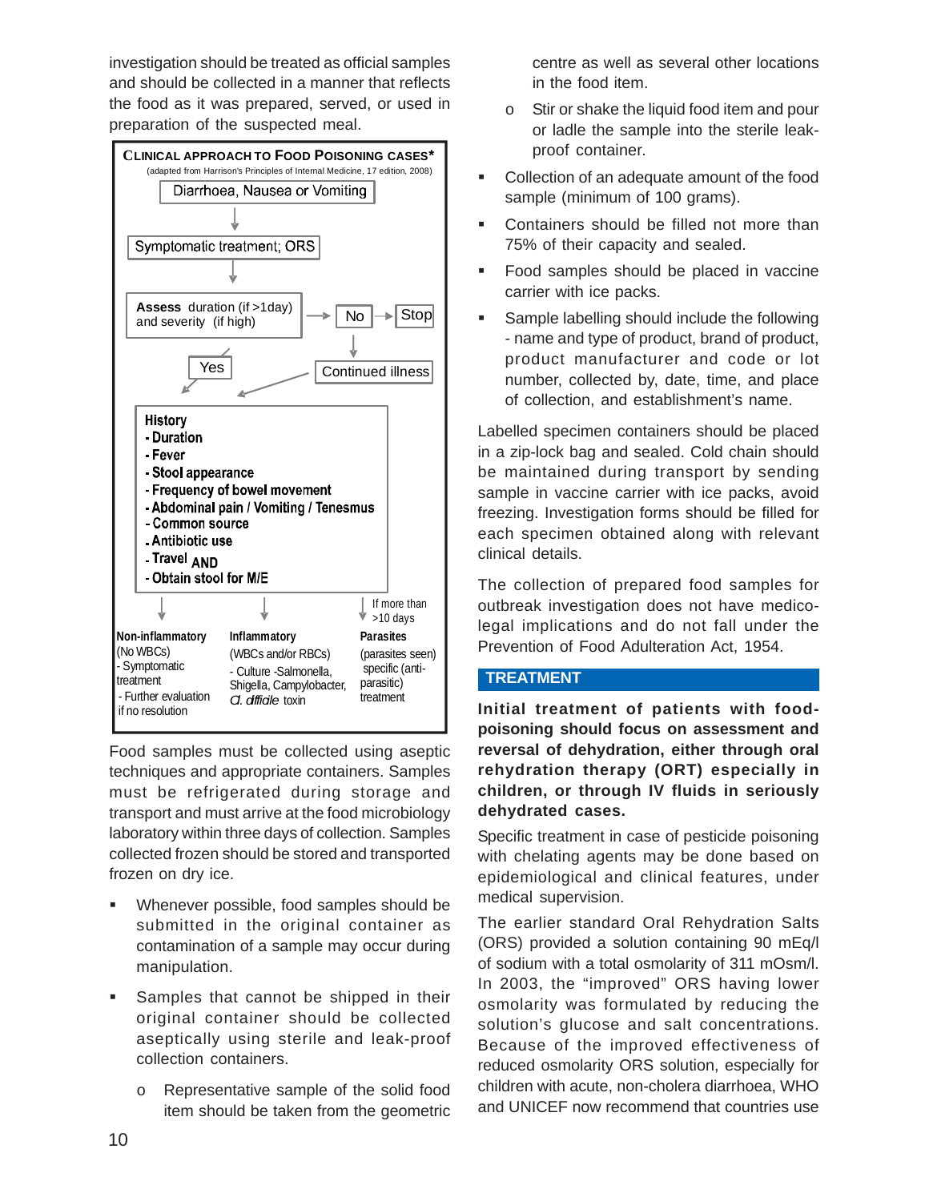investigation should be treated as official samples and should be collected in a manner that reflects the food as it was prepared, served, or used in preparation of the suspected meal.

**CLINICAL APPROACH TO FOOD POISONING CASES***
(adapted from Harrison's Principles of Internal Medicine, 17 edition, 2008)

Diarrhoea, Nausea or Vomiting
↓
Symptomatic treatment; ORS
↓
**Assess** duration (if >1day) and severity (if high) → No → Stop

No ↓ Continued illness

Yes / Continued illness →

**History**
- **Duration**
- **Fever**
- **Stool appearance**
- **Frequency of bowel movement**
- **Abdominal pain / Vomiting / Tenesmus**
- **Common source**
- **Antibiotic use**
- **Travel AND**
- **Obtain stool for M/E**

↓ If more than >10 days

| **Non-inflammatory** | **Inflammatory** | **Parasites** |
|---|---|---|
| (No WBCs) | (WBCs and/or RBCs) | (parasites seen) |
| - Symptomatic treatment | - Culture -Salmonella, Shigella, Campylobacter, *C. dffidle* toxin | specific (anti-parasitic) treatment |
| - Further evaluation if no resolution | | |

Food samples must be collected using aseptic techniques and appropriate containers. Samples must be refrigerated during storage and transport and must arrive at the food microbiology laboratory within three days of collection. Samples collected frozen should be stored and transported frozen on dry ice.

- Whenever possible, food samples should be submitted in the original container as contamination of a sample may occur during manipulation.
- Samples that cannot be shipped in their original container should be collected aseptically using sterile and leak-proof collection containers.
  - o Representative sample of the solid food item should be taken from the geometric centre as well as several other locations in the food item.
  - o Stir or shake the liquid food item and pour or ladle the sample into the sterile leak-proof container.
- Collection of an adequate amount of the food sample (minimum of 100 grams).
- Containers should be filled not more than 75% of their capacity and sealed.
- Food samples should be placed in vaccine carrier with ice packs.
- Sample labelling should include the following - name and type of product, brand of product, product manufacturer and code or lot number, collected by, date, time, and place of collection, and establishment's name.

Labelled specimen containers should be placed in a zip-lock bag and sealed. Cold chain should be maintained during transport by sending sample in vaccine carrier with ice packs, avoid freezing. Investigation forms should be filled for each specimen obtained along with relevant clinical details.

The collection of prepared food samples for outbreak investigation does not have medico-legal implications and do not fall under the Prevention of Food Adulteration Act, 1954.

## TREATMENT

**Initial treatment of patients with food-poisoning should focus on assessment and reversal of dehydration, either through oral rehydration therapy (ORT) especially in children, or through IV fluids in seriously dehydrated cases.**

Specific treatment in case of pesticide poisoning with chelating agents may be done based on epidemiological and clinical features, under medical supervision.

The earlier standard Oral Rehydration Salts (ORS) provided a solution containing 90 mEq/l of sodium with a total osmolarity of 311 mOsm/l. In 2003, the "improved" ORS having lower osmolarity was formulated by reducing the solution's glucose and salt concentrations. Because of the improved effectiveness of reduced osmolarity ORS solution, especially for children with acute, non-cholera diarrhoea, WHO and UNICEF now recommend that countries use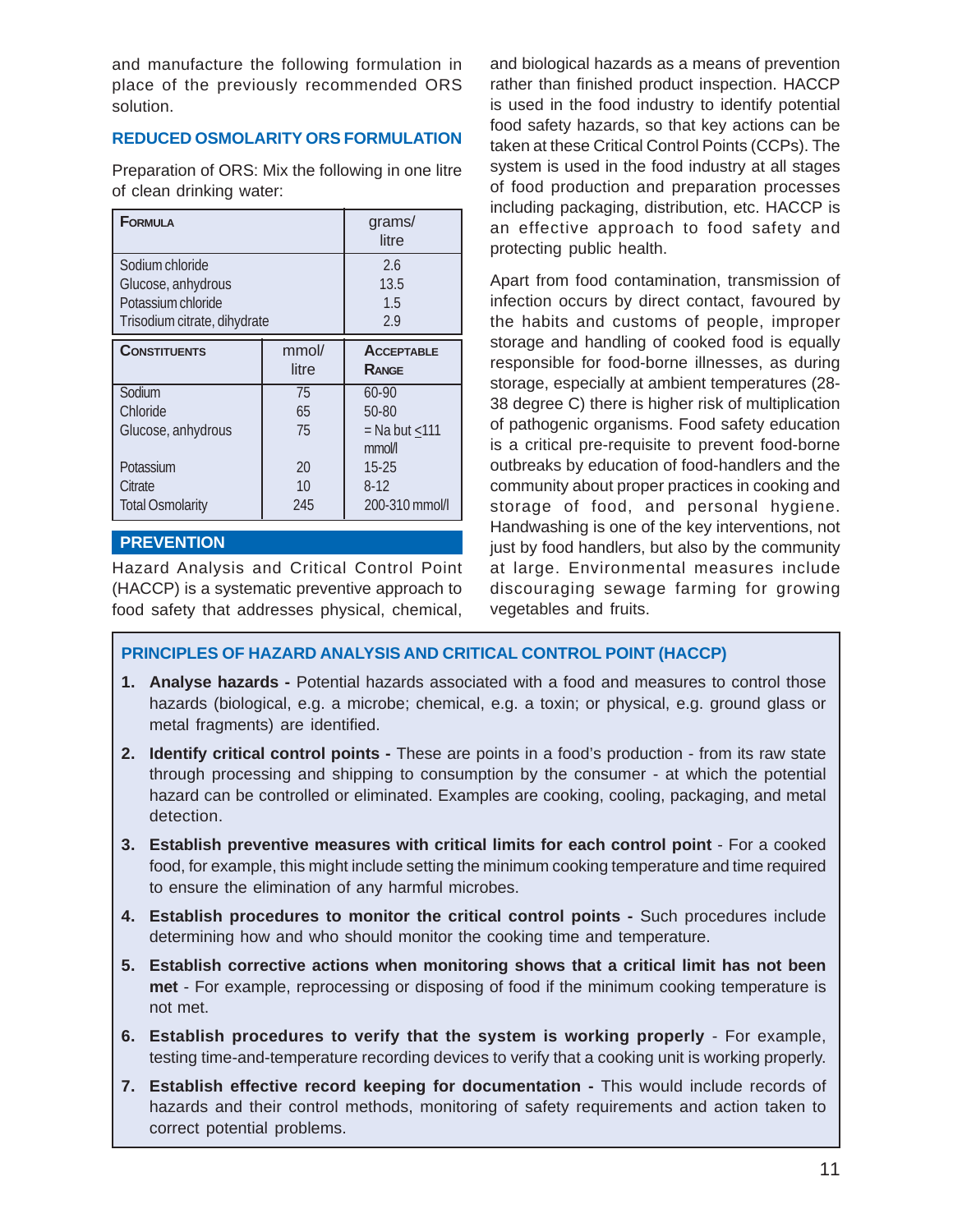and manufacture the following formulation in place of the previously recommended ORS solution.

### REDUCED OSMOLARITY ORS FORMULATION

Preparation of ORS: Mix the following in one litre of clean drinking water:

| FORMULA | grams/ litre |
|---|---|
| Sodium chloride | 2.6 |
| Glucose, anhydrous | 13.5 |
| Potassium chloride | 1.5 |
| Trisodium citrate, dihydrate | 2.9 |

| CONSTITUENTS | mmol/ litre | ACCEPTABLE RANGE |
|---|---|---|
| Sodium | 75 | 60-90 |
| Chloride | 65 | 50-80 |
| Glucose, anhydrous | 75 | = Na but ≤111 mmol/l |
| Potassium | 20 | 15-25 |
| Citrate | 10 | 8-12 |
| Total Osmolarity | 245 | 200-310 mmol/l |

## PREVENTION

Hazard Analysis and Critical Control Point (HACCP) is a systematic preventive approach to food safety that addresses physical, chemical, and biological hazards as a means of prevention rather than finished product inspection. HACCP is used in the food industry to identify potential food safety hazards, so that key actions can be taken at these Critical Control Points (CCPs). The system is used in the food industry at all stages of food production and preparation processes including packaging, distribution, etc. HACCP is an effective approach to food safety and protecting public health.

Apart from food contamination, transmission of infection occurs by direct contact, favoured by the habits and customs of people, improper storage and handling of cooked food is equally responsible for food-borne illnesses, as during storage, especially at ambient temperatures (28-38 degree C) there is higher risk of multiplication of pathogenic organisms. Food safety education is a critical pre-requisite to prevent food-borne outbreaks by education of food-handlers and the community about proper practices in cooking and storage of food, and personal hygiene. Handwashing is one of the key interventions, not just by food handlers, but also by the community at large. Environmental measures include discouraging sewage farming for growing vegetables and fruits.

### PRINCIPLES OF HAZARD ANALYSIS AND CRITICAL CONTROL POINT (HACCP)

1. **Analyse hazards -** Potential hazards associated with a food and measures to control those hazards (biological, e.g. a microbe; chemical, e.g. a toxin; or physical, e.g. ground glass or metal fragments) are identified.
2. **Identify critical control points -** These are points in a food's production - from its raw state through processing and shipping to consumption by the consumer - at which the potential hazard can be controlled or eliminated. Examples are cooking, cooling, packaging, and metal detection.
3. **Establish preventive measures with critical limits for each control point** - For a cooked food, for example, this might include setting the minimum cooking temperature and time required to ensure the elimination of any harmful microbes.
4. **Establish procedures to monitor the critical control points -** Such procedures include determining how and who should monitor the cooking time and temperature.
5. **Establish corrective actions when monitoring shows that a critical limit has not been met** - For example, reprocessing or disposing of food if the minimum cooking temperature is not met.
6. **Establish procedures to verify that the system is working properly** - For example, testing time-and-temperature recording devices to verify that a cooking unit is working properly.
7. **Establish effective record keeping for documentation -** This would include records of hazards and their control methods, monitoring of safety requirements and action taken to correct potential problems.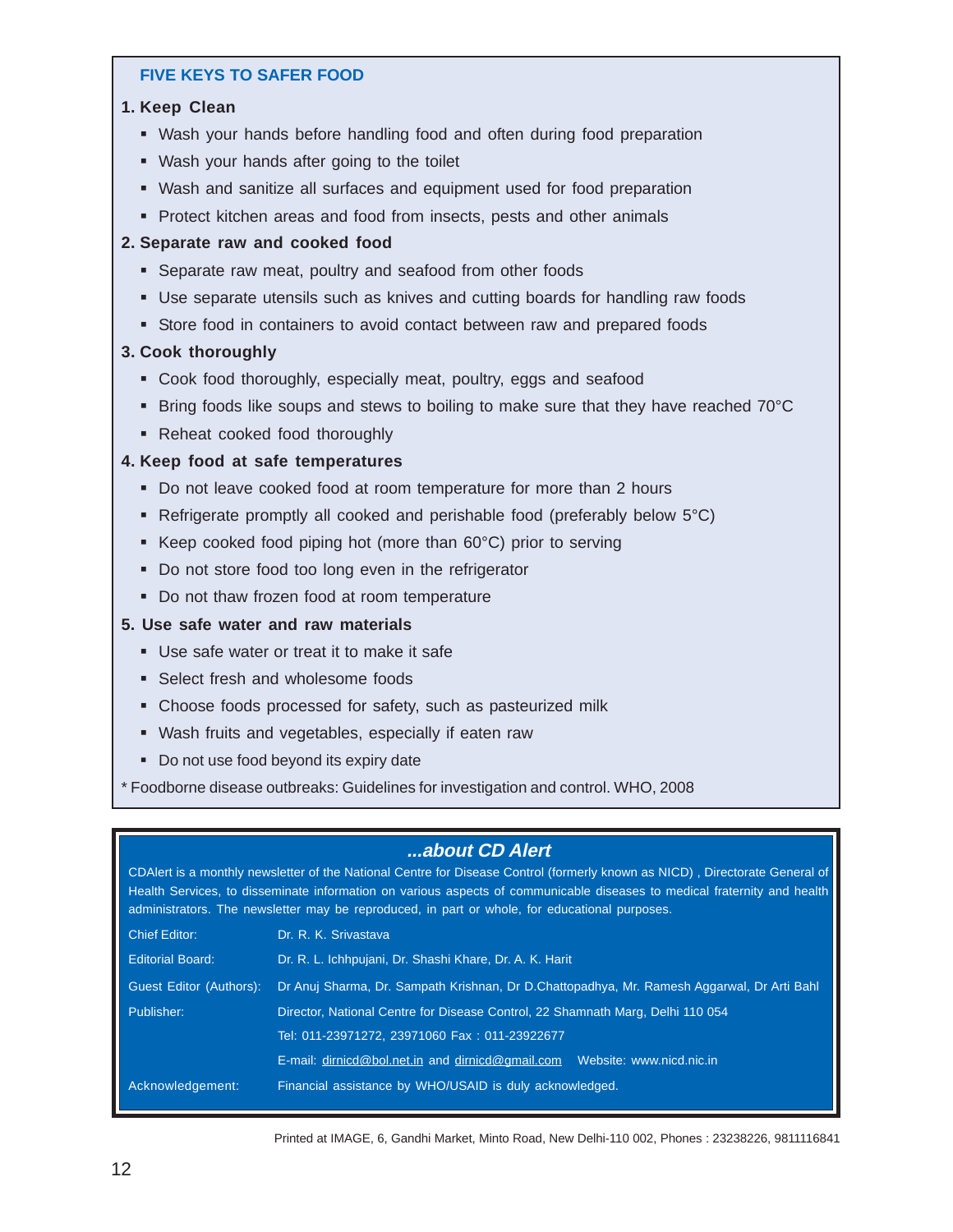## FIVE KEYS TO SAFER FOOD

**1. Keep Clean**

- Wash your hands before handling food and often during food preparation
- Wash your hands after going to the toilet
- Wash and sanitize all surfaces and equipment used for food preparation
- Protect kitchen areas and food from insects, pests and other animals

**2. Separate raw and cooked food**

- Separate raw meat, poultry and seafood from other foods
- Use separate utensils such as knives and cutting boards for handling raw foods
- Store food in containers to avoid contact between raw and prepared foods

**3. Cook thoroughly**

- Cook food thoroughly, especially meat, poultry, eggs and seafood
- Bring foods like soups and stews to boiling to make sure that they have reached 70°C
- Reheat cooked food thoroughly

**4. Keep food at safe temperatures**

- Do not leave cooked food at room temperature for more than 2 hours
- Refrigerate promptly all cooked and perishable food (preferably below 5°C)
- Keep cooked food piping hot (more than 60°C) prior to serving
- Do not store food too long even in the refrigerator
- Do not thaw frozen food at room temperature

**5. Use safe water and raw materials**

- Use safe water or treat it to make it safe
- Select fresh and wholesome foods
- Choose foods processed for safety, such as pasteurized milk
- Wash fruits and vegetables, especially if eaten raw
- Do not use food beyond its expiry date

\* Foodborne disease outbreaks: Guidelines for investigation and control. WHO, 2008

## *...about CD Alert*

CDAlert is a monthly newsletter of the National Centre for Disease Control (formerly known as NICD) , Directorate General of Health Services, to disseminate information on various aspects of communicable diseases to medical fraternity and health administrators. The newsletter may be reproduced, in part or whole, for educational purposes.

| | |
|---|---|
| Chief Editor: | Dr. R. K. Srivastava |
| Editorial Board: | Dr. R. L. Ichhpujani, Dr. Shashi Khare, Dr. A. K. Harit |
| Guest Editor (Authors): | Dr Anuj Sharma, Dr. Sampath Krishnan, Dr D.Chattopadhya, Mr. Ramesh Aggarwal, Dr Arti Bahl |
| Publisher: | Director, National Centre for Disease Control, 22 Shamnath Marg, Delhi 110 054 |
| | Tel: 011-23971272, 23971060 Fax : 011-23922677 |
| | E-mail: dirnicd@bol.net.in and dirnicd@gmail.com Website: www.nicd.nic.in |
| Acknowledgement: | Financial assistance by WHO/USAID is duly acknowledged. |

Printed at IMAGE, 6, Gandhi Market, Minto Road, New Delhi-110 002, Phones : 23238226, 9811116841